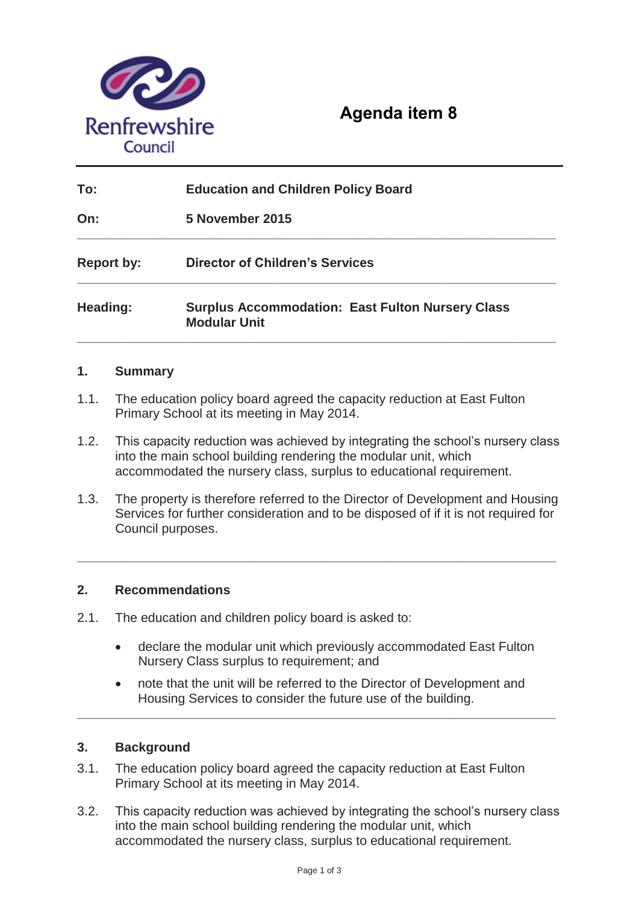Renfrewshire Council

# Agenda item 8

| | |
|---|---|
| **To:** | **Education and Children Policy Board** |
| **On:** | **5 November 2015** |
| **Report by:** | **Director of Children's Services** |
| **Heading:** | **Surplus Accommodation: East Fulton Nursery Class Modular Unit** |

## 1. Summary

1.1. The education policy board agreed the capacity reduction at East Fulton Primary School at its meeting in May 2014.

1.2. This capacity reduction was achieved by integrating the school's nursery class into the main school building rendering the modular unit, which accommodated the nursery class, surplus to educational requirement.

1.3. The property is therefore referred to the Director of Development and Housing Services for further consideration and to be disposed of if it is not required for Council purposes.

## 2. Recommendations

2.1. The education and children policy board is asked to:

- declare the modular unit which previously accommodated East Fulton Nursery Class surplus to requirement; and
- note that the unit will be referred to the Director of Development and Housing Services to consider the future use of the building.

## 3. Background

3.1. The education policy board agreed the capacity reduction at East Fulton Primary School at its meeting in May 2014.

3.2. This capacity reduction was achieved by integrating the school's nursery class into the main school building rendering the modular unit, which accommodated the nursery class, surplus to educational requirement.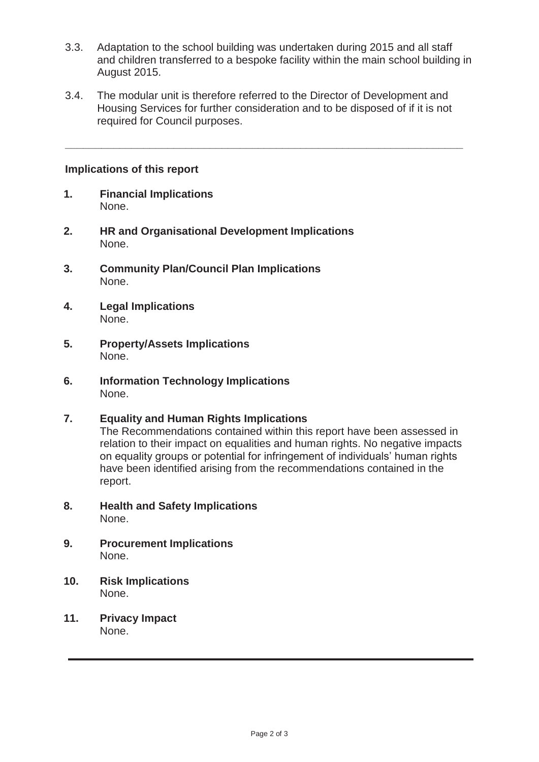3.3. Adaptation to the school building was undertaken during 2015 and all staff and children transferred to a bespoke facility within the main school building in August 2015.

3.4. The modular unit is therefore referred to the Director of Development and Housing Services for further consideration and to be disposed of if it is not required for Council purposes.

---

**Implications of this report**

1. **Financial Implications**
   None.

2. **HR and Organisational Development Implications**
   None.

3. **Community Plan/Council Plan Implications**
   None.

4. **Legal Implications**
   None.

5. **Property/Assets Implications**
   None.

6. **Information Technology Implications**
   None.

7. **Equality and Human Rights Implications**
   The Recommendations contained within this report have been assessed in relation to their impact on equalities and human rights. No negative impacts on equality groups or potential for infringement of individuals' human rights have been identified arising from the recommendations contained in the report.

8. **Health and Safety Implications**
   None.

9. **Procurement Implications**
   None.

10. **Risk Implications**
    None.

11. **Privacy Impact**
    None.

---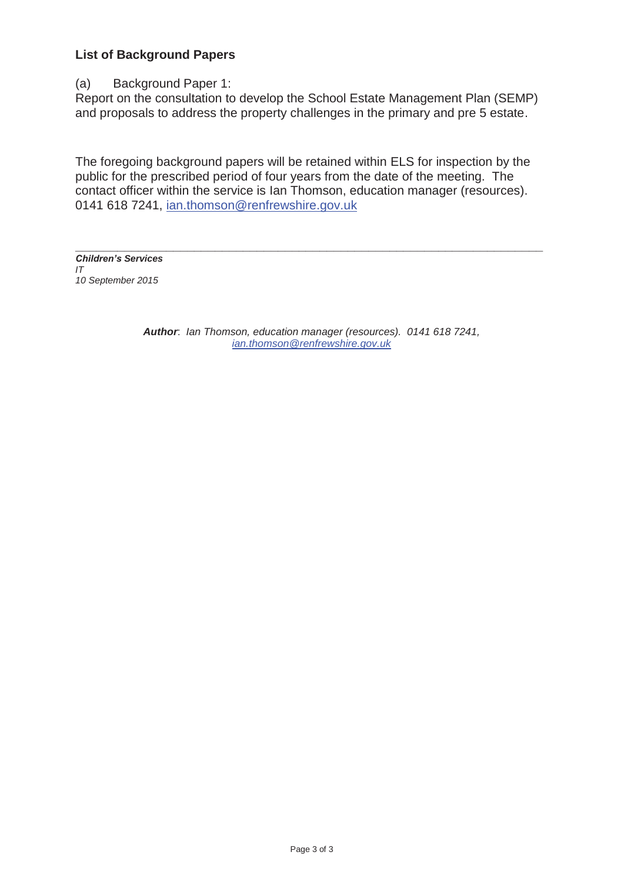## List of Background Papers

(a) Background Paper 1:
Report on the consultation to develop the School Estate Management Plan (SEMP) and proposals to address the property challenges in the primary and pre 5 estate.

The foregoing background papers will be retained within ELS for inspection by the public for the prescribed period of four years from the date of the meeting. The contact officer within the service is Ian Thomson, education manager (resources). 0141 618 7241, ian.thomson@renfrewshire.gov.uk

---

***Children's Services***
*IT*
*10 September 2015*

***Author***: *Ian Thomson, education manager (resources). 0141 618 7241, ian.thomson@renfrewshire.gov.uk*